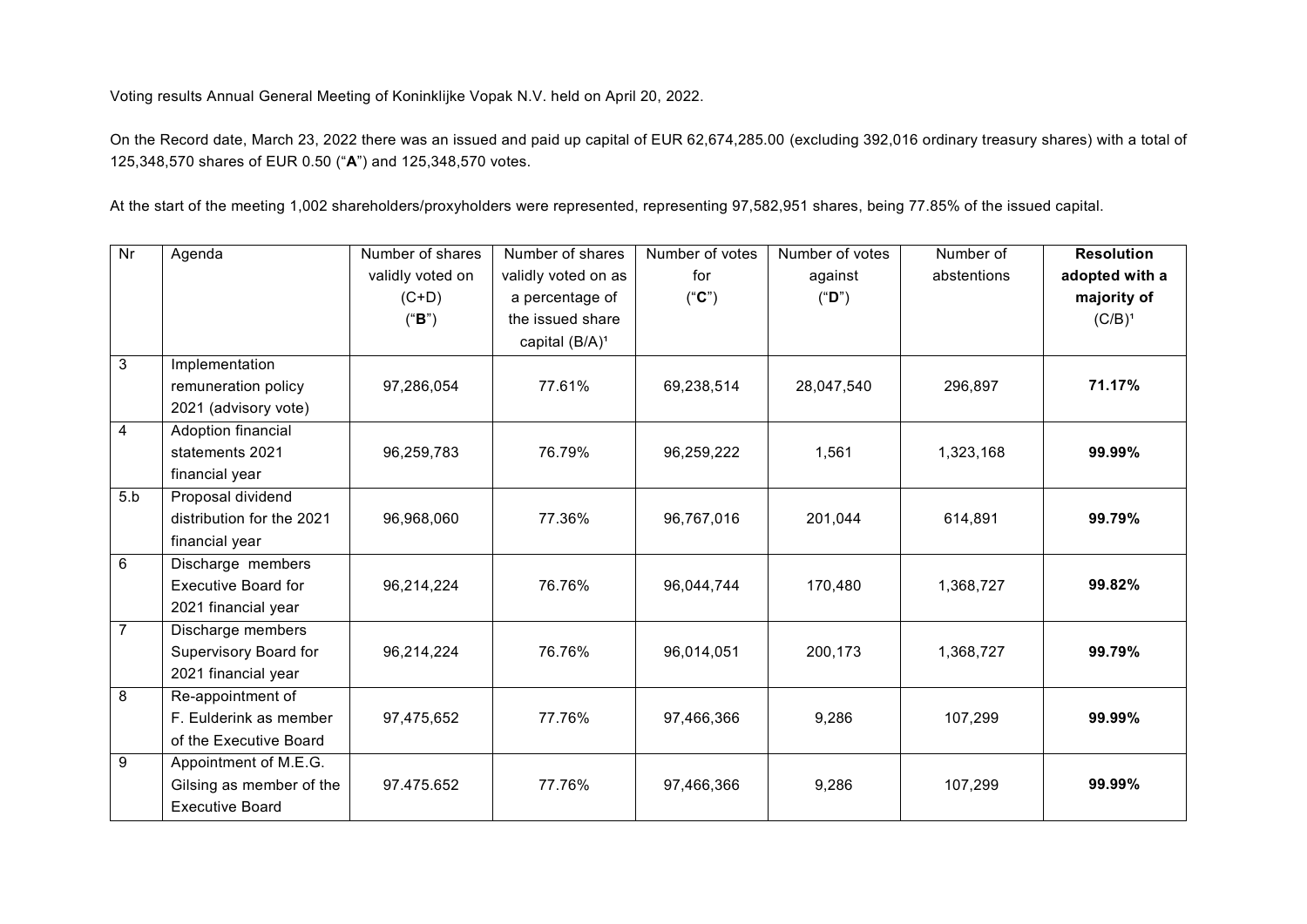Voting results Annual General Meeting of Koninklijke Vopak N.V. held on April 20, 2022.

On the Record date, March 23, 2022 there was an issued and paid up capital of EUR 62,674,285.00 (excluding 392,016 ordinary treasury shares) with a total of 125,348,570 shares of EUR 0.50 ("**A**") and 125,348,570 votes.

At the start of the meeting 1,002 shareholders/proxyholders were represented, representing 97,582,951 shares, being 77.85% of the issued capital.

| Nr | Agenda | Number of shares validly voted on (C+D) ("**B**") | Number of shares validly voted on as a percentage of the issued share capital (B/A)[1] | Number of votes for ("**C**") | Number of votes against ("**D**") | Number of abstentions | **Resolution adopted with a majority of** (C/B)[1] |
|---|---|---|---|---|---|---|---|
| 3 | Implementation remuneration policy 2021 (advisory vote) | 97,286,054 | 77.61% | 69,238,514 | 28,047,540 | 296,897 | **71.17%** |
| 4 | Adoption financial statements 2021 financial year | 96,259,783 | 76.79% | 96,259,222 | 1,561 | 1,323,168 | **99.99%** |
| 5.b | Proposal dividend distribution for the 2021 financial year | 96,968,060 | 77.36% | 96,767,016 | 201,044 | 614,891 | **99.79%** |
| 6 | Discharge members Executive Board for 2021 financial year | 96,214,224 | 76.76% | 96,044,744 | 170,480 | 1,368,727 | **99.82%** |
| 7 | Discharge members Supervisory Board for 2021 financial year | 96,214,224 | 76.76% | 96,014,051 | 200,173 | 1,368,727 | **99.79%** |
| 8 | Re-appointment of F. Eulderink as member of the Executive Board | 97,475,652 | 77.76% | 97,466,366 | 9,286 | 107,299 | **99.99%** |
| 9 | Appointment of M.E.G. Gilsing as member of the Executive Board | 97.475.652 | 77.76% | 97,466,366 | 9,286 | 107,299 | **99.99%** |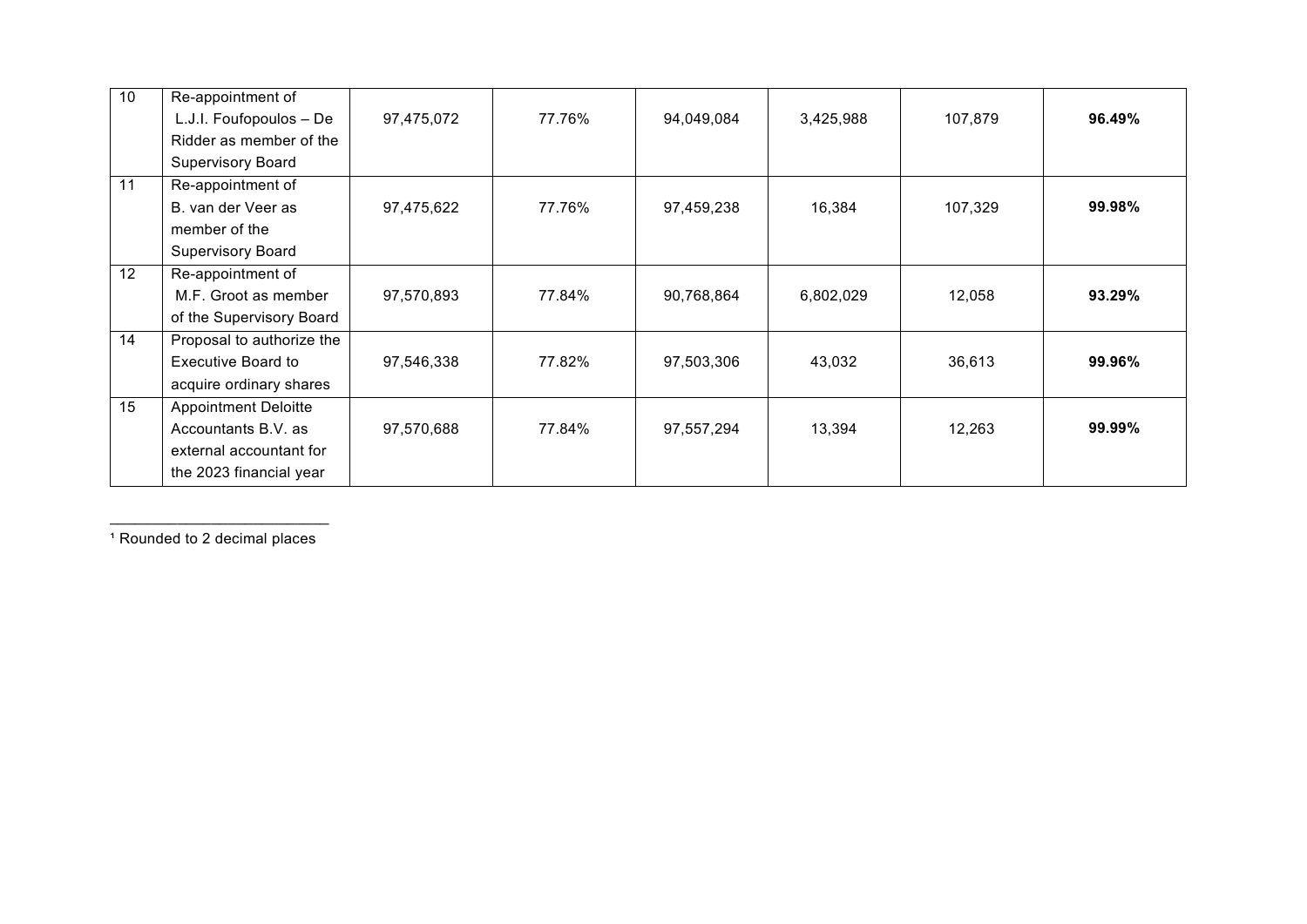| | | | | | | | |
|---|---|---|---|---|---|---|---|
| 10 | Re-appointment of L.J.I. Foufopoulos – De Ridder as member of the Supervisory Board | 97,475,072 | 77.76% | 94,049,084 | 3,425,988 | 107,879 | **96.49%** |
| 11 | Re-appointment of B. van der Veer as member of the Supervisory Board | 97,475,622 | 77.76% | 97,459,238 | 16,384 | 107,329 | **99.98%** |
| 12 | Re-appointment of M.F. Groot as member of the Supervisory Board | 97,570,893 | 77.84% | 90,768,864 | 6,802,029 | 12,058 | **93.29%** |
| 14 | Proposal to authorize the Executive Board to acquire ordinary shares | 97,546,338 | 77.82% | 97,503,306 | 43,032 | 36,613 | **99.96%** |
| 15 | Appointment Deloitte Accountants B.V. as external accountant for the 2023 financial year | 97,570,688 | 77.84% | 97,557,294 | 13,394 | 12,263 | **99.99%** |

[1] Rounded to 2 decimal places